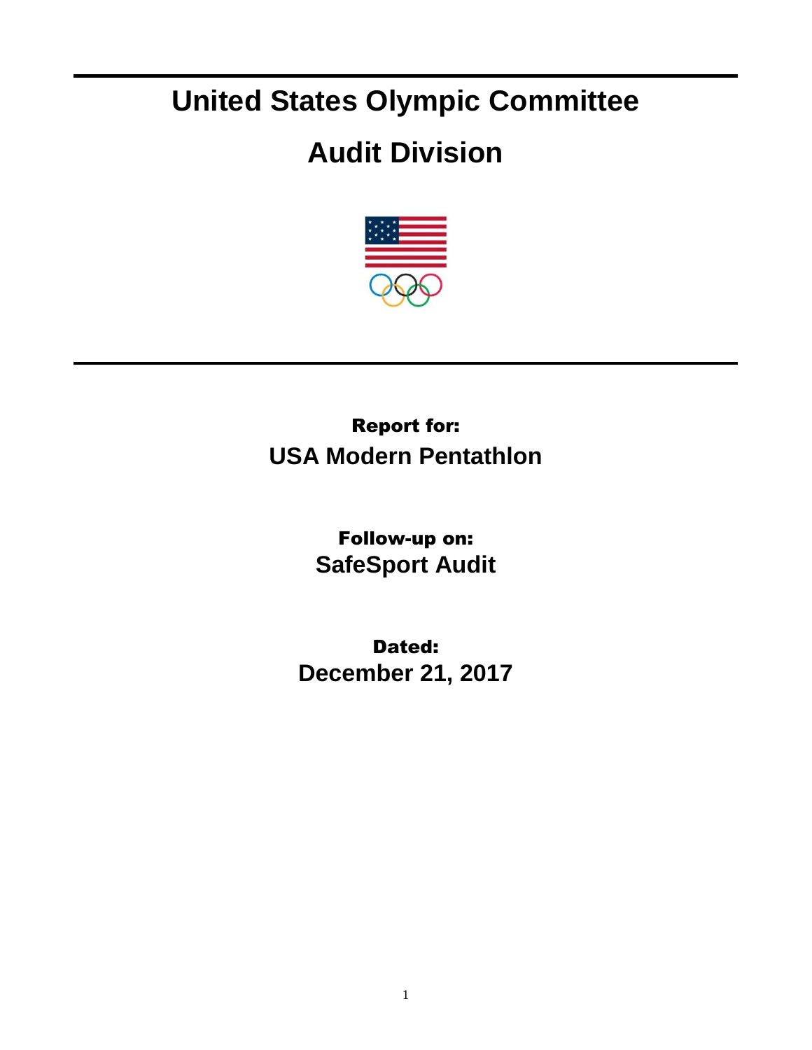# United States Olympic Committee

# Audit Division

**Report for:**

**USA Modern Pentathlon**

**Follow-up on:**

**SafeSport Audit**

**Dated:**

**December 21, 2017**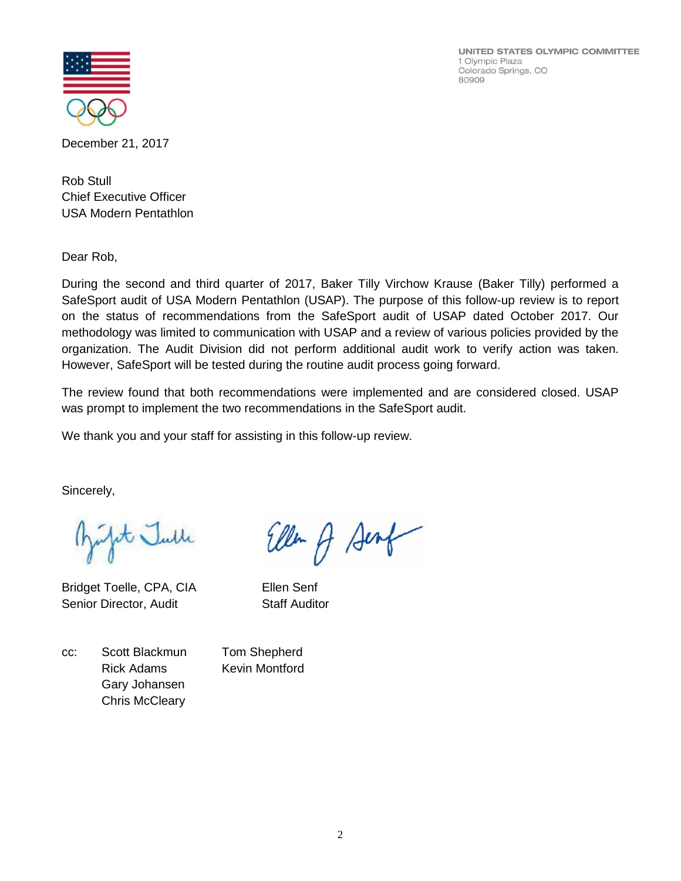UNITED STATES OLYMPIC COMMITTEE
1 Olympic Plaza
Colorado Springs, CO
80909

December 21, 2017

Rob Stull
Chief Executive Officer
USA Modern Pentathlon

Dear Rob,

During the second and third quarter of 2017, Baker Tilly Virchow Krause (Baker Tilly) performed a SafeSport audit of USA Modern Pentathlon (USAP). The purpose of this follow-up review is to report on the status of recommendations from the SafeSport audit of USAP dated October 2017. Our methodology was limited to communication with USAP and a review of various policies provided by the organization. The Audit Division did not perform additional audit work to verify action was taken. However, SafeSport will be tested during the routine audit process going forward.

The review found that both recommendations were implemented and are considered closed. USAP was prompt to implement the two recommendations in the SafeSport audit.

We thank you and your staff for assisting in this follow-up review.

Sincerely,

Bridget Toelle, CPA, CIA
Senior Director, Audit

Ellen Senf
Staff Auditor

cc: Scott Blackmun
Rick Adams
Gary Johansen
Chris McCleary
Tom Shepherd
Kevin Montford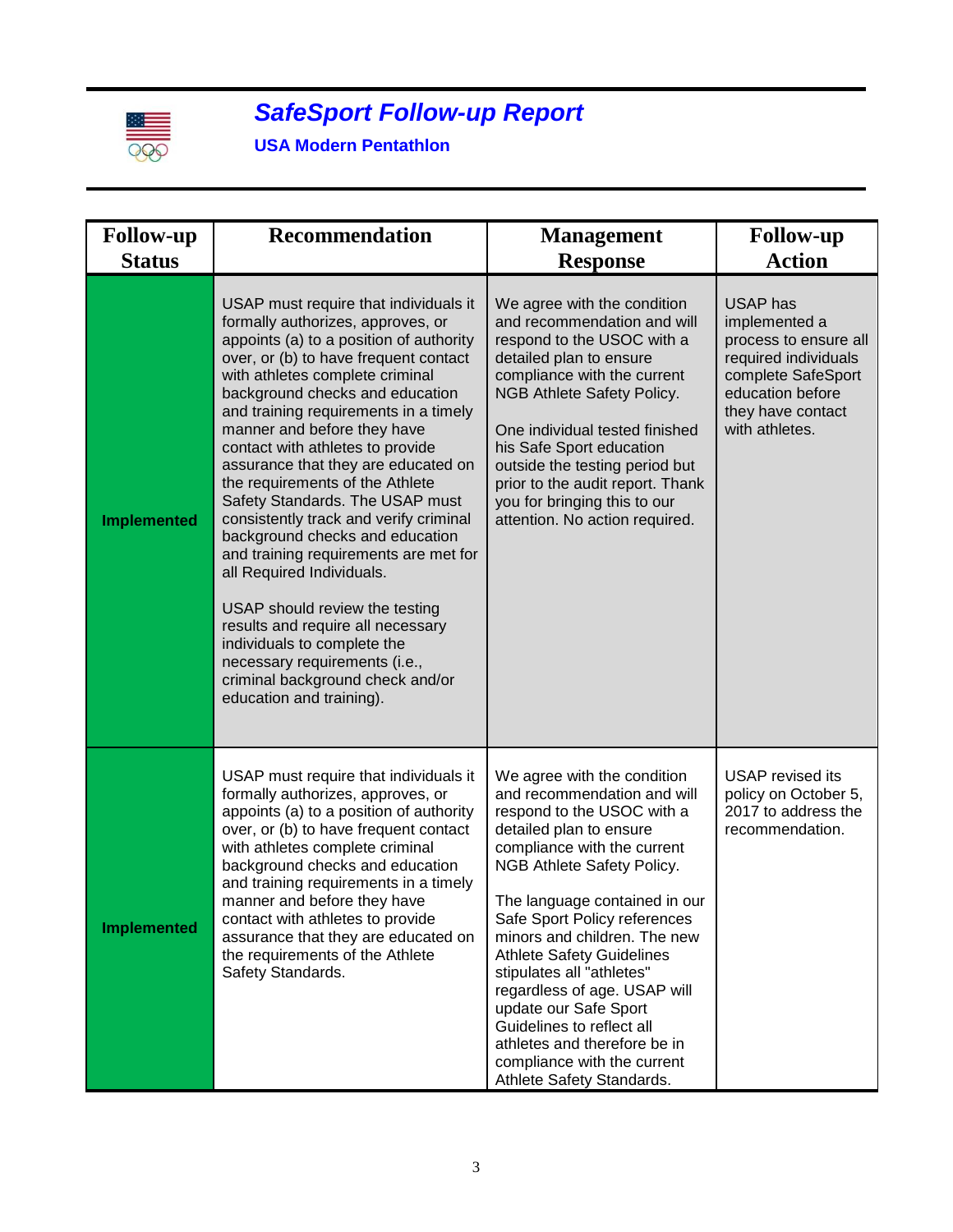# *SafeSport Follow-up Report*

## USA Modern Pentathlon

| Follow-up Status | Recommendation | Management Response | Follow-up Action |
|---|---|---|---|
| **Implemented** | USAP must require that individuals it formally authorizes, approves, or appoints (a) to a position of authority over, or (b) to have frequent contact with athletes complete criminal background checks and education and training requirements in a timely manner and before they have contact with athletes to provide assurance that they are educated on the requirements of the Athlete Safety Standards. The USAP must consistently track and verify criminal background checks and education and training requirements are met for all Required Individuals.<br><br>USAP should review the testing results and require all necessary individuals to complete the necessary requirements (i.e., criminal background check and/or education and training). | We agree with the condition and recommendation and will respond to the USOC with a detailed plan to ensure compliance with the current NGB Athlete Safety Policy.<br><br>One individual tested finished his Safe Sport education outside the testing period but prior to the audit report. Thank you for bringing this to our attention. No action required. | USAP has implemented a process to ensure all required individuals complete SafeSport education before they have contact with athletes. |
| **Implemented** | USAP must require that individuals it formally authorizes, approves, or appoints (a) to a position of authority over, or (b) to have frequent contact with athletes complete criminal background checks and education and training requirements in a timely manner and before they have contact with athletes to provide assurance that they are educated on the requirements of the Athlete Safety Standards. | We agree with the condition and recommendation and will respond to the USOC with a detailed plan to ensure compliance with the current NGB Athlete Safety Policy.<br><br>The language contained in our Safe Sport Policy references minors and children. The new Athlete Safety Guidelines stipulates all "athletes" regardless of age. USAP will update our Safe Sport Guidelines to reflect all athletes and therefore be in compliance with the current Athlete Safety Standards. | USAP revised its policy on October 5, 2017 to address the recommendation. |